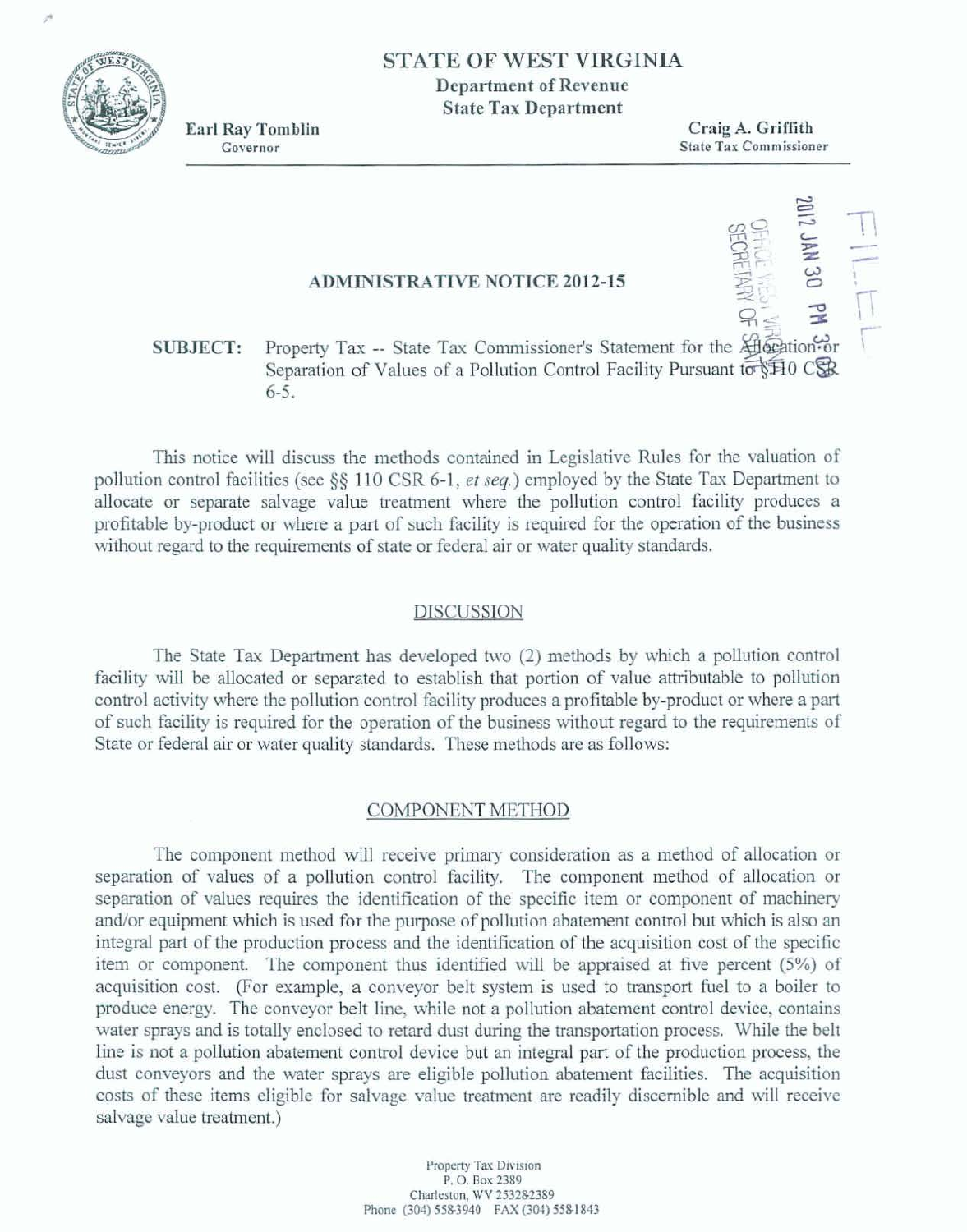# STATE OF WEST VIRGINIA

**Department of Revenue**
**State Tax Department**

**Earl Ray Tomblin**
Governor

**Craig A. Griffith**
State Tax Commissioner

2012 JAN 30 PM 3:08
OFFICE WEST VIRGINIA SECRETARY OF STATE
FILED

## ADMINISTRATIVE NOTICE 2012-15

**SUBJECT:** Property Tax -- State Tax Commissioner's Statement for the Allocation or Separation of Values of a Pollution Control Facility Pursuant to §110 CSR 6-5.

This notice will discuss the methods contained in Legislative Rules for the valuation of pollution control facilities (see §§ 110 CSR 6-1, *et seq.*) employed by the State Tax Department to allocate or separate salvage value treatment where the pollution control facility produces a profitable by-product or where a part of such facility is required for the operation of the business without regard to the requirements of state or federal air or water quality standards.

### DISCUSSION

The State Tax Department has developed two (2) methods by which a pollution control facility will be allocated or separated to establish that portion of value attributable to pollution control activity where the pollution control facility produces a profitable by-product or where a part of such facility is required for the operation of the business without regard to the requirements of State or federal air or water quality standards. These methods are as follows:

### COMPONENT METHOD

The component method will receive primary consideration as a method of allocation or separation of values of a pollution control facility. The component method of allocation or separation of values requires the identification of the specific item or component of machinery and/or equipment which is used for the purpose of pollution abatement control but which is also an integral part of the production process and the identification of the acquisition cost of the specific item or component. The component thus identified will be appraised at five percent (5%) of acquisition cost. (For example, a conveyor belt system is used to transport fuel to a boiler to produce energy. The conveyor belt line, while not a pollution abatement control device, contains water sprays and is totally enclosed to retard dust during the transportation process. While the belt line is not a pollution abatement control device but an integral part of the production process, the dust conveyors and the water sprays are eligible pollution abatement facilities. The acquisition costs of these items eligible for salvage value treatment are readily discernible and will receive salvage value treatment.)

Property Tax Division
P. O. Box 2389
Charleston, WV 25328-2389
Phone (304) 558-3940 FAX (304) 558-1843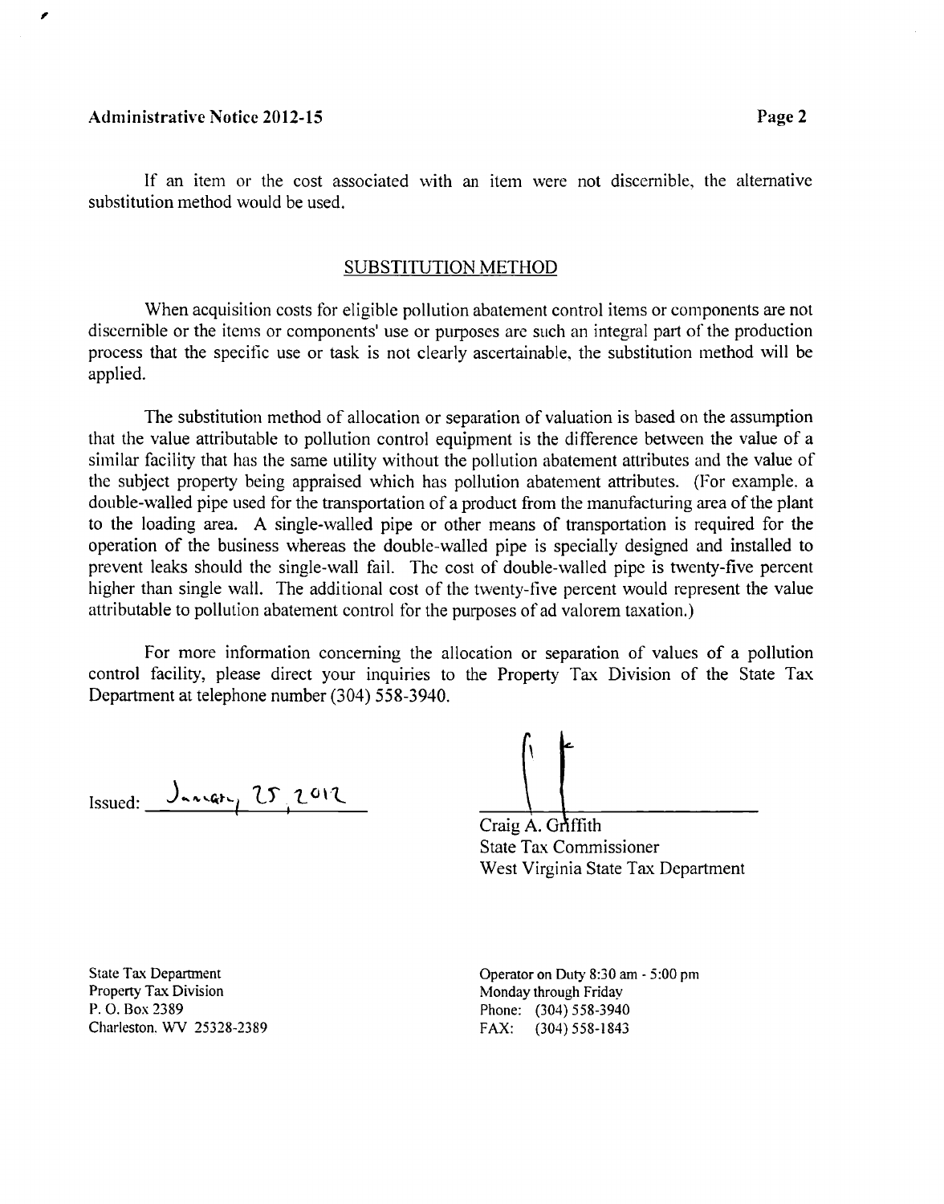If an item or the cost associated with an item were not discernible, the alternative substitution method would be used.

## SUBSTITUTION METHOD

When acquisition costs for eligible pollution abatement control items or components are not discernible or the items or components' use or purposes are such an integral part of the production process that the specific use or task is not clearly ascertainable, the substitution method will be applied.

The substitution method of allocation or separation of valuation is based on the assumption that the value attributable to pollution control equipment is the difference between the value of a similar facility that has the same utility without the pollution abatement attributes and the value of the subject property being appraised which has pollution abatement attributes. (For example, a double-walled pipe used for the transportation of a product from the manufacturing area of the plant to the loading area. A single-walled pipe or other means of transportation is required for the operation of the business whereas the double-walled pipe is specially designed and installed to prevent leaks should the single-wall fail. The cost of double-walled pipe is twenty-five percent higher than single wall. The additional cost of the twenty-five percent would represent the value attributable to pollution abatement control for the purposes of ad valorem taxation.)

For more information concerning the allocation or separation of values of a pollution control facility, please direct your inquiries to the Property Tax Division of the State Tax Department at telephone number (304) 558-3940.

Issued: January 25, 2012

Craig A. Griffith
State Tax Commissioner
West Virginia State Tax Department

State Tax Department
Property Tax Division
P. O. Box 2389
Charleston, WV 25328-2389

Operator on Duty 8:30 am - 5:00 pm
Monday through Friday
Phone: (304) 558-3940
FAX: (304) 558-1843